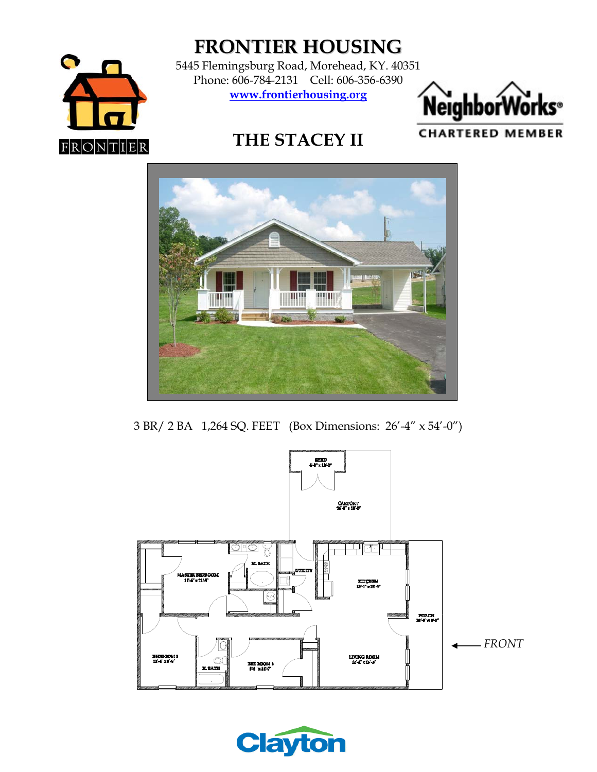# FRONTIER HOUSING

5445 Flemingsburg Road, Morehead, KY. 40351
Phone: 606-784-2131 Cell: 606-356-6390
**www.frontierhousing.org**

NeighborWorks CHARTERED MEMBER

## THE STACEY II

3 BR/ 2 BA 1,264 SQ. FEET (Box Dimensions: 26'-4" x 54'-0")

SHED 4'-8" x 18'-0"

CARPORT 26'-4" x 18'-0"

M. BATH

UTILITY

MASTER BEDROOM 13'-4" x 11'-8"

KITCHEN 12'-4" x 13'-8"

PORCH 26'-0" x 6'-0"

BEDROOM 2 12'-4" x 11'-9"

H. BATH

BEDROOM 3 9'-6" x 10'-7"

LIVING ROOM 12'-4" x 13'-0"

*FRONT*

Clayton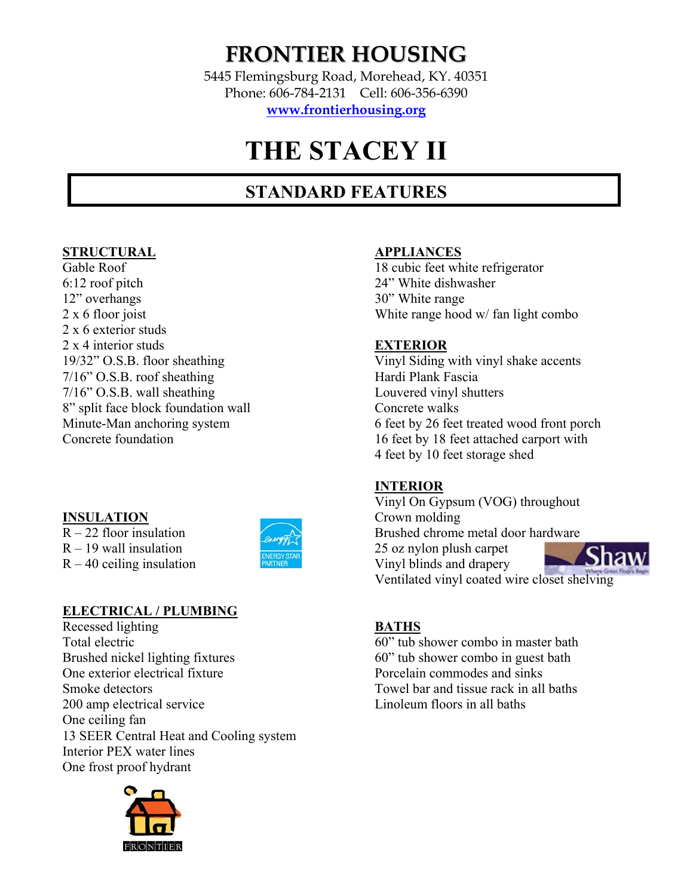# FRONTIER HOUSING

5445 Flemingsburg Road, Morehead, KY. 40351
Phone: 606-784-2131 Cell: 606-356-6390
www.frontierhousing.org

# THE STACEY II

## STANDARD FEATURES

### STRUCTURAL
Gable Roof
6:12 roof pitch
12" overhangs
2 x 6 floor joist
2 x 6 exterior studs
2 x 4 interior studs
19/32" O.S.B. floor sheathing
7/16" O.S.B. roof sheathing
7/16" O.S.B. wall sheathing
8" split face block foundation wall
Minute-Man anchoring system
Concrete foundation

### INSULATION
R – 22 floor insulation
R – 19 wall insulation
R – 40 ceiling insulation

### ELECTRICAL / PLUMBING
Recessed lighting
Total electric
Brushed nickel lighting fixtures
One exterior electrical fixture
Smoke detectors
200 amp electrical service
One ceiling fan
13 SEER Central Heat and Cooling system
Interior PEX water lines
One frost proof hydrant

### APPLIANCES
18 cubic feet white refrigerator
24" White dishwasher
30" White range
White range hood w/ fan light combo

### EXTERIOR
Vinyl Siding with vinyl shake accents
Hardi Plank Fascia
Louvered vinyl shutters
Concrete walks
6 feet by 26 feet treated wood front porch
16 feet by 18 feet attached carport with
4 feet by 10 feet storage shed

### INTERIOR
Vinyl On Gypsum (VOG) throughout
Crown molding
Brushed chrome metal door hardware
25 oz nylon plush carpet
Vinyl blinds and drapery
Ventilated vinyl coated wire closet shelving

### BATHS
60" tub shower combo in master bath
60" tub shower combo in guest bath
Porcelain commodes and sinks
Towel bar and tissue rack in all baths
Linoleum floors in all baths